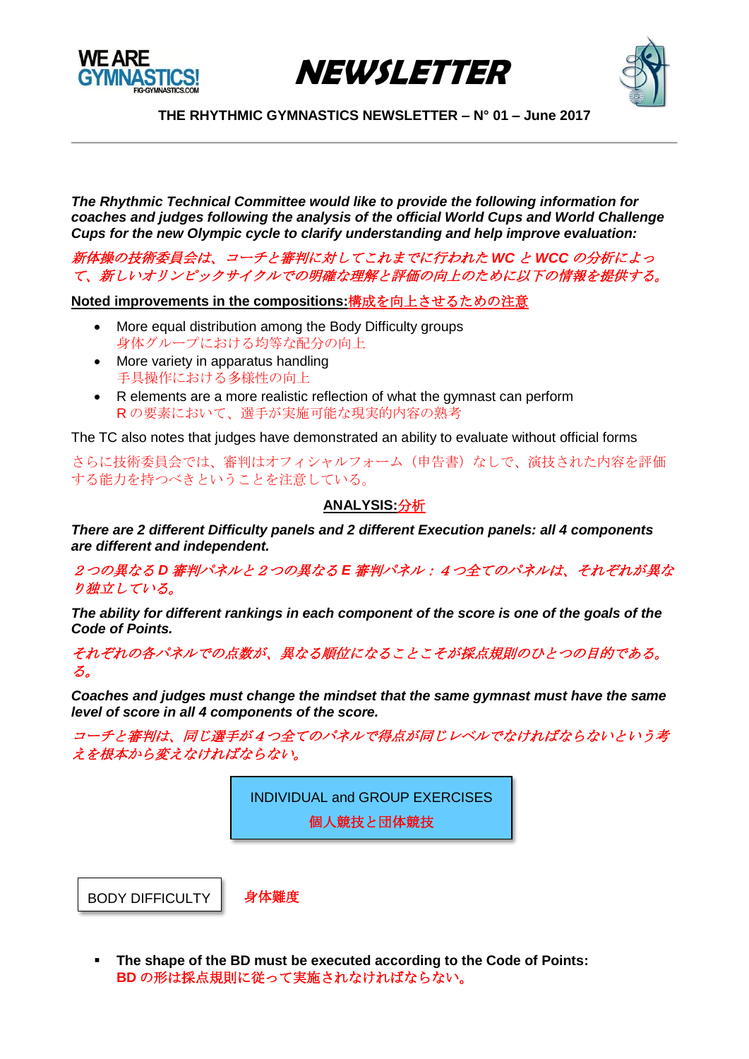WE ARE GYMNASTICS! FIG-GYMNASTICS.COM

# NEWSLETTER

**THE RHYTHMIC GYMNASTICS NEWSLETTER – N° 01 – June 2017**

***The Rhythmic Technical Committee would like to provide the following information for coaches and judges following the analysis of the official World Cups and World Challenge Cups for the new Olympic cycle to clarify understanding and help improve evaluation:***

*新体操の技術委員会は、コーチと審判に対してこれまでに行われた WC と WCC の分析によって、新しいオリンピックサイクルでの明確な理解と評価の向上のために以下の情報を提供する。*

**Noted improvements in the compositions:**構成を向上させるための注意

- More equal distribution among the Body Difficulty groups
  身体グループにおける均等な配分の向上
- More variety in apparatus handling
  手具操作における多様性の向上
- R elements are a more realistic reflection of what the gymnast can perform
  R の要素において、選手が実施可能な現実的内容の熟考

The TC also notes that judges have demonstrated an ability to evaluate without official forms

さらに技術委員会では、審判はオフィシャルフォーム（申告書）なしで、演技された内容を評価する能力を持つべきということを注意している。

## ANALYSIS:分析

***There are 2 different Difficulty panels and 2 different Execution panels: all 4 components are different and independent.***

*２つの異なる D 審判パネルと２つの異なる E 審判パネル：４つ全てのパネルは、それぞれが異なり独立している。*

***The ability for different rankings in each component of the score is one of the goals of the Code of Points.***

*それぞれの各パネルでの点数が、異なる順位になることこそが採点規則のひとつの目的である。る。*

***Coaches and judges must change the mindset that the same gymnast must have the same level of score in all 4 components of the score.***

*コーチと審判は、同じ選手が４つ全てのパネルで得点が同じレベルでなければならないという考えを根本から変えなければならない。*

## INDIVIDUAL and GROUP EXERCISES
## 個人競技と団体競技

### BODY DIFFICULTY 身体難度

- **The shape of the BD must be executed according to the Code of Points:**
  **BD の形は採点規則に従って実施されなければならない。**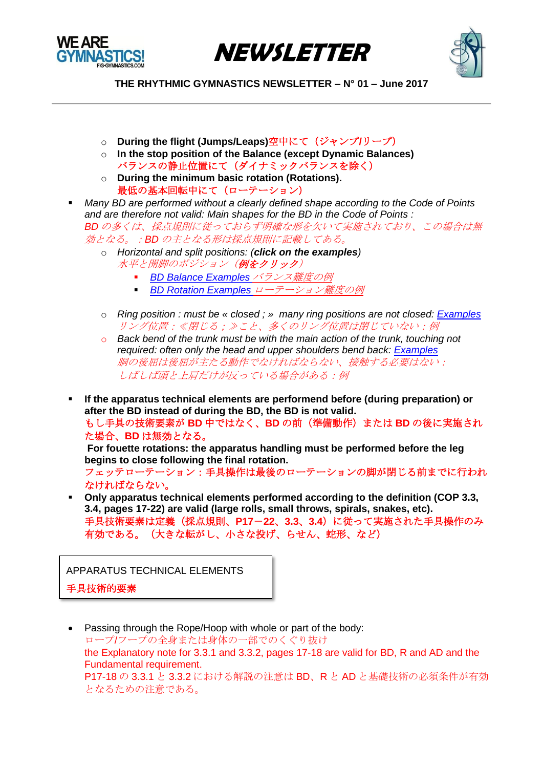- During the flight (Jumps/Leaps)空中にて（ジャンプ/リープ）
- In the stop position of the Balance (except Dynamic Balances)
  バランスの静止位置にて（ダイナミックバランスを除く）
- During the minimum basic rotation (Rotations).
  最低の基本回転中にて（ローテーション）

- *Many BD are performed without a clearly defined shape according to the Code of Points and are therefore not valid: Main shapes for the BD in the Code of Points :*
  *BD の多くは、採点規則に従っておらず明確な形を欠いて実施されており、この場合は無効となる。：BD の主となる形は採点規則に記載してある。*
  - *Horizontal and split positions: (**click on the examples**)*
    *水平と開脚のポジション（**例をクリック**）*
    - *BD Balance Examples バランス難度の例*
    - *BD Rotation Examples ローテーション難度の例*
  - *Ring position : must be « closed ; » many ring positions are not closed: Examples*
    *リング位置：≪閉じる；≫こと、多くのリング位置は閉じていない：例*
  - *Back bend of the trunk must be with the main action of the trunk, touching not required: often only the head and upper shoulders bend back: Examples*
    *胴の後屈は後屈が主たる動作でなければならない、接触する必要はない：しばしば頭と上肩だけが反っている場合がある：例*

- **If the apparatus technical elements are performend before (during preparation) or after the BD instead of during the BD, the BD is not valid.**
  **もし手具の技術要素が BD 中ではなく、BD の前（準備動作）または BD の後に実施された場合、BD は無効となる。**
  **For fouette rotations: the apparatus handling must be performed before the leg begins to close following the final rotation.**
  **フェッテローテーション：手具操作は最後のローテーションの脚が閉じる前までに行われなければならない。**
- **Only apparatus technical elements performed according to the definition (COP 3.3, 3.4, pages 17-22) are valid (large rolls, small throws, spirals, snakes, etc).**
  **手具技術要素は定義（採点規則、P17－22、3.3、3.4）に従って実施された手具操作のみ有効である。（大きな転がし、小さな投げ、らせん、蛇形、など）**

## APPARATUS TECHNICAL ELEMENTS
## 手具技術的要素

- Passing through the Rope/Hoop with whole or part of the body:
  ロープ/フープの全身または身体の一部でのくぐり抜け
  the Explanatory note for 3.3.1 and 3.3.2, pages 17-18 are valid for BD, R and AD and the Fundamental requirement.
  P17-18 の 3.3.1 と 3.3.2 における解説の注意は BD、R と AD と基礎技術の必須条件が有効となるための注意である。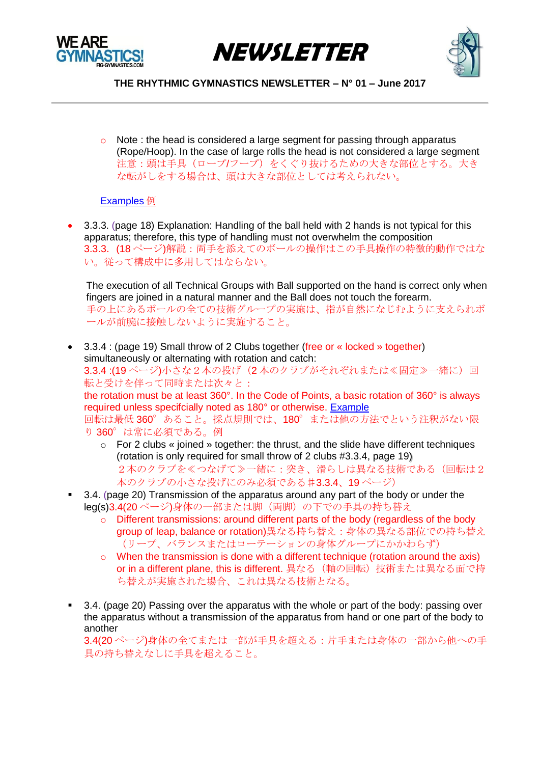- Note : the head is considered a large segment for passing through apparatus (Rope/Hoop). In the case of large rolls the head is not considered a large segment
  注意：頭は手具（ロープ/フープ）をくぐり抜けるための大きな部位とする。大きな転がしをする場合は、頭は大きな部位としては考えられない。

  Examples 例

- 3.3.3. (page 18) Explanation: Handling of the ball held with 2 hands is not typical for this apparatus; therefore, this type of handling must not overwhelm the composition
  3.3.3. (18 ページ)解説：両手を添えてのボールの操作はこの手具操作の特徴的動作ではない。従って構成中に多用してはならない。

  The execution of all Technical Groups with Ball supported on the hand is correct only when fingers are joined in a natural manner and the Ball does not touch the forearm.
  手の上にあるボールの全ての技術グループの実施は、指が自然になじむように支えられボールが前腕に接触しないように実施すること。

- 3.3.4 : (page 19) Small throw of 2 Clubs together (free or « locked » together) simultaneously or alternating with rotation and catch:
  3.3.4 :(19 ページ)小さな２本の投げ（2 本のクラブがそれぞれまたは≪固定≫一緒に）回転と受けを伴って同時または次々と：
  the rotation must be at least 360°. In the Code of Points, a basic rotation of 360° is always required unless specifcially noted as 180° or otherwise. Example
  回転は最低 360°あること。採点規則では、180°または他の方法でという注釈がない限り 360°は常に必須である。例
  - For 2 clubs « joined » together: the thrust, and the slide have different techniques (rotation is only required for small throw of 2 clubs #3.3.4, page 19)
    ２本のクラブを≪つなげて≫一緒に：突き、滑らしは異なる技術である（回転は２本のクラブの小さな投げにのみ必須である#3.3.4、19 ページ）

- 3.4. (page 20) Transmission of the apparatus around any part of the body or under the leg(s)3.4(20 ページ)身体の一部または脚（両脚）の下での手具の持ち替え
  - Different transmissions: around different parts of the body (regardless of the body group of leap, balance or rotation)異なる持ち替え：身体の異なる部位での持ち替え（リープ、バランスまたはローテーションの身体グループにかかわらず）
  - When the transmission is done with a different technique (rotation around the axis) or in a different plane, this is different. 異なる（軸の回転）技術または異なる面で持ち替えが実施された場合、これは異なる技術となる。

- 3.4. (page 20) Passing over the apparatus with the whole or part of the body: passing over the apparatus without a transmission of the apparatus from hand or one part of the body to another
  3.4(20 ページ)身体の全てまたは一部が手具を超える：片手または身体の一部から他への手具の持ち替えなしに手具を超えること。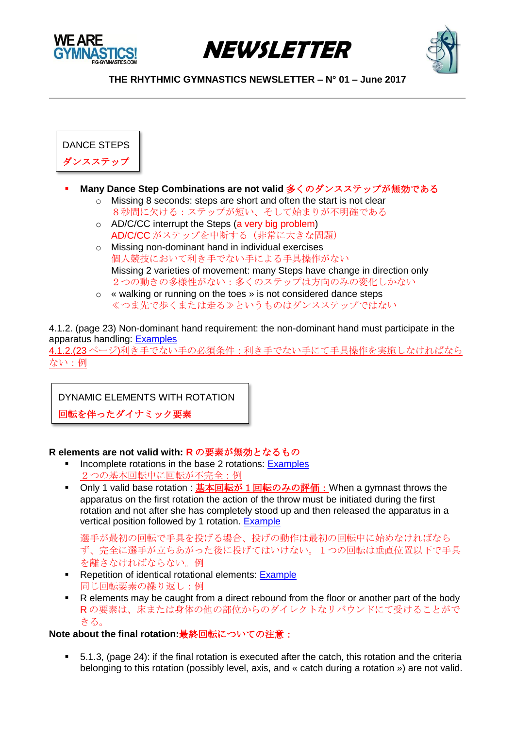DANCE STEPS
ダンスステップ

- **Many Dance Step Combinations are not valid** 多くのダンスステップが無効である
  - Missing 8 seconds: steps are short and often the start is not clear
    ８秒間に欠ける：ステップが短い、そして始まりが不明確である
  - AD/C/CC interrupt the Steps (a very big problem)
    AD/C/CC がステップを中断する（非常に大きな問題）
  - Missing non-dominant hand in individual exercises
    個人競技において利き手でない手による手具操作がない
    Missing 2 varieties of movement: many Steps have change in direction only
    ２つの動きの多様性がない：多くのステップは方向のみの変化しかない
  - « walking or running on the toes » is not considered dance steps
    ≪つま先で歩くまたは走る≫というものはダンスステップではない

4.1.2. (page 23) Non-dominant hand requirement: the non-dominant hand must participate in the apparatus handling: Examples
4.1.2.(23 ページ)利き手でない手の必須条件：利き手でない手にて手具操作を実施しなければならない：例

DYNAMIC ELEMENTS WITH ROTATION
**回転を伴ったダイナミック要素**

**R elements are not valid with:** **R の要素が無効となるもの**

- Incomplete rotations in the base 2 rotations: Examples
  ２つの基本回転中に回転が不完全：例
- Only 1 valid base rotation : **基本回転が１回転のみの評価：** When a gymnast throws the apparatus on the first rotation the action of the throw must be initiated during the first rotation and not after she has completely stood up and then released the apparatus in a vertical position followed by 1 rotation. Example

  選手が最初の回転で手具を投げる場合、投げの動作は最初の回転中に始めなければならず、完全に選手が立ちあがった後に投げてはいけない。１つの回転は垂直位置以下で手具を離さなければならない。例
- Repetition of identical rotational elements: Example
  同じ回転要素の繰り返し：例
- R elements may be caught from a direct rebound from the floor or another part of the body
  R の要素は、床または身体の他の部位からのダイレクトなリバウンドにて受けることができる。

**Note about the final rotation:** **最終回転についての注意：**

- 5.1.3, (page 24): if the final rotation is executed after the catch, this rotation and the criteria belonging to this rotation (possibly level, axis, and « catch during a rotation ») are not valid.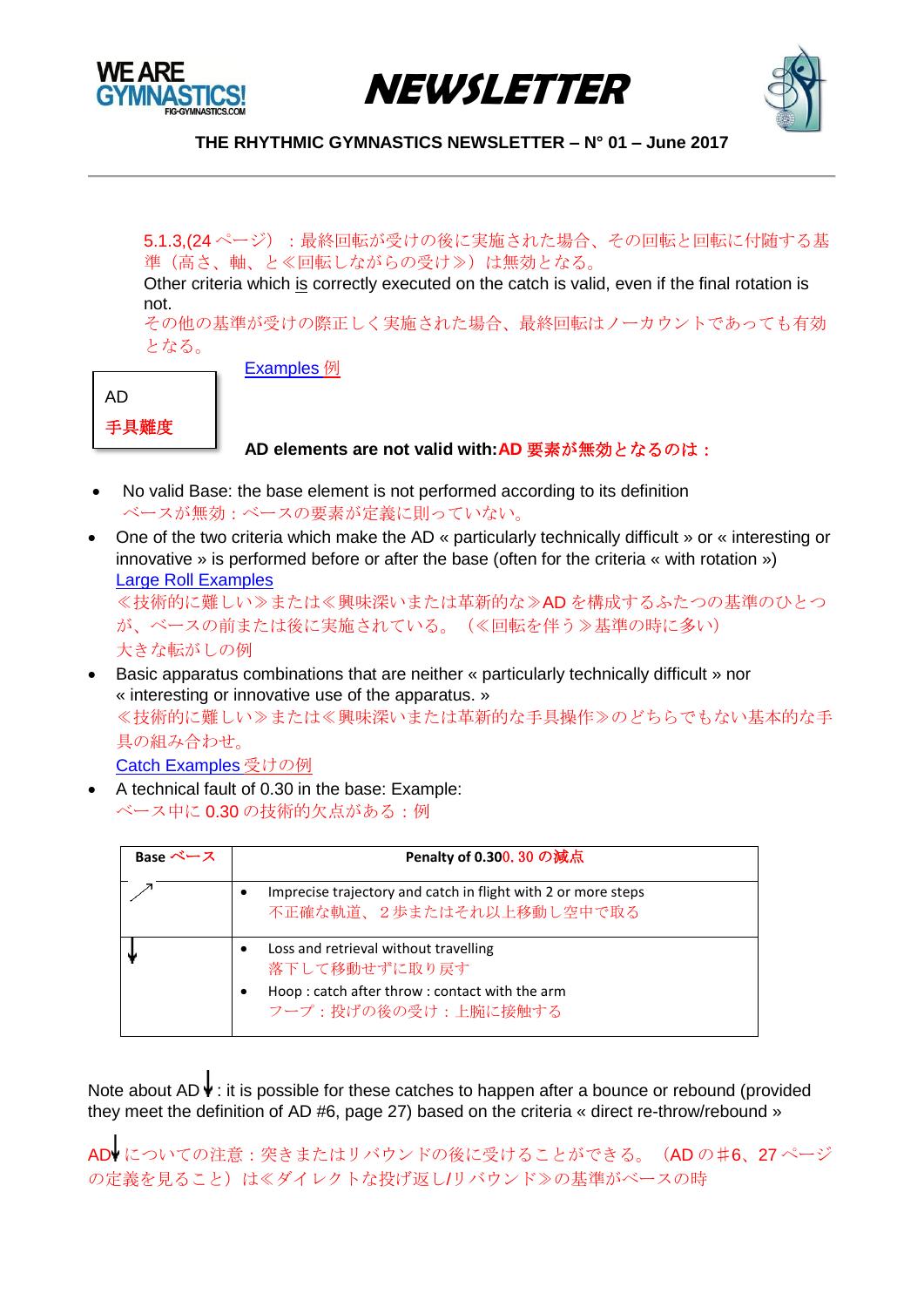5.1.3,(24 ページ）：最終回転が受けの後に実施された場合、その回転と回転に付随する基準（高さ、軸、と≪回転しながらの受け≫）は無効となる。

Other criteria which is correctly executed on the catch is valid, even if the final rotation is not.

その他の基準が受けの際正しく実施された場合、最終回転はノーカウントであっても有効となる。

Examples 例

AD
**手具難度**

**AD elements are not valid with:AD 要素が無効となるのは：**

- No valid Base: the base element is not performed according to its definition
  ベースが無効：ベースの要素が定義に則っていない。
- One of the two criteria which make the AD « particularly technically difficult » or « interesting or innovative » is performed before or after the base (often for the criteria « with rotation »)
  Large Roll Examples
  ≪技術的に難しい≫または≪興味深いまたは革新的な≫AD を構成するふたつの基準のひとつが、ベースの前または後に実施されている。（≪回転を伴う≫基準の時に多い）
  大きな転がしの例
- Basic apparatus combinations that are neither « particularly technically difficult » nor « interesting or innovative use of the apparatus. »
  ≪技術的に難しい≫または≪興味深いまたは革新的な手具操作≫のどちらでもない基本的な手具の組み合わせ。
  Catch Examples 受けの例
- A technical fault of 0.30 in the base: Example:
  ベース中に 0.30 の技術的欠点がある：例

| Base ベース | Penalty of 0.300. 30 の減点 |
|---|---|
| ↗ | • Imprecise trajectory and catch in flight with 2 or more steps<br>不正確な軌道、２歩またはそれ以上移動し空中で取る |
| ↓ | • Loss and retrieval without travelling<br>落下して移動せずに取り戻す<br>• Hoop : catch after throw : contact with the arm<br>フープ：投げの後の受け：上腕に接触する |

Note about AD↓: it is possible for these catches to happen after a bounce or rebound (provided they meet the definition of AD #6, page 27) based on the criteria « direct re-throw/rebound »

AD↓についての注意：突きまたはリバウンドの後に受けることができる。（AD の＃6、27 ページの定義を見ること）は≪ダイレクトな投げ返し/リバウンド≫の基準がベースの時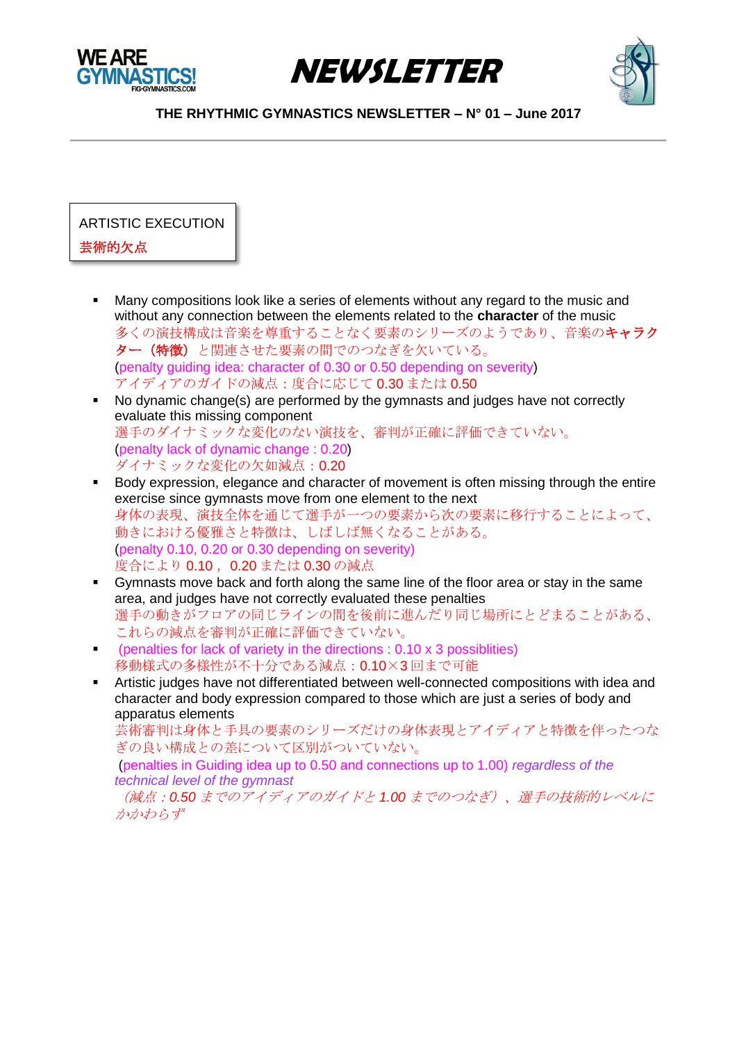## ARTISTIC EXECUTION
## 芸術的欠点

- Many compositions look like a series of elements without any regard to the music and without any connection between the elements related to the **character** of the music
  多くの演技構成は音楽を尊重することなく要素のシリーズのようであり、音楽の**キャラクター（特徴）**と関連させた要素の間でのつなぎを欠いている。
  (penalty guiding idea: character of 0.30 or 0.50 depending on severity)
  アイディアのガイドの減点：度合に応じて 0.30 または 0.50
- No dynamic change(s) are performed by the gymnasts and judges have not correctly evaluate this missing component
  選手のダイナミックな変化のない演技を、審判が正確に評価できていない。
  (penalty lack of dynamic change : 0.20)
  ダイナミックな変化の欠如減点：0.20
- Body expression, elegance and character of movement is often missing through the entire exercise since gymnasts move from one element to the next
  身体の表現、演技全体を通じて選手が一つの要素から次の要素に移行することによって、動きにおける優雅さと特徴は、しばしば無くなることがある。
  (penalty 0.10, 0.20 or 0.30 depending on severity)
  度合により 0.10，0.20 または 0.30 の減点
- Gymnasts move back and forth along the same line of the floor area or stay in the same area, and judges have not correctly evaluated these penalties
  選手の動きがフロアの同じラインの間を後前に進んだり同じ場所にとどまることがある、これらの減点を審判が正確に評価できていない。
- (penalties for lack of variety in the directions : 0.10 x 3 possiblities)
  移動様式の多様性が不十分である減点：0.10×3 回まで可能
- Artistic judges have not differentiated between well-connected compositions with idea and character and body expression compared to those which are just a series of body and apparatus elements
  芸術審判は身体と手具の要素のシリーズだけの身体表現とアイディアと特徴を伴ったつなぎの良い構成との差について区別がついていない。
  (penalties in Guiding idea up to 0.50 and connections up to 1.00) *regardless of the technical level of the gymnast*
  *（減点：0.50 までのアイディアのガイドと 1.00 までのつなぎ）、選手の技術的レベルにかかわらず*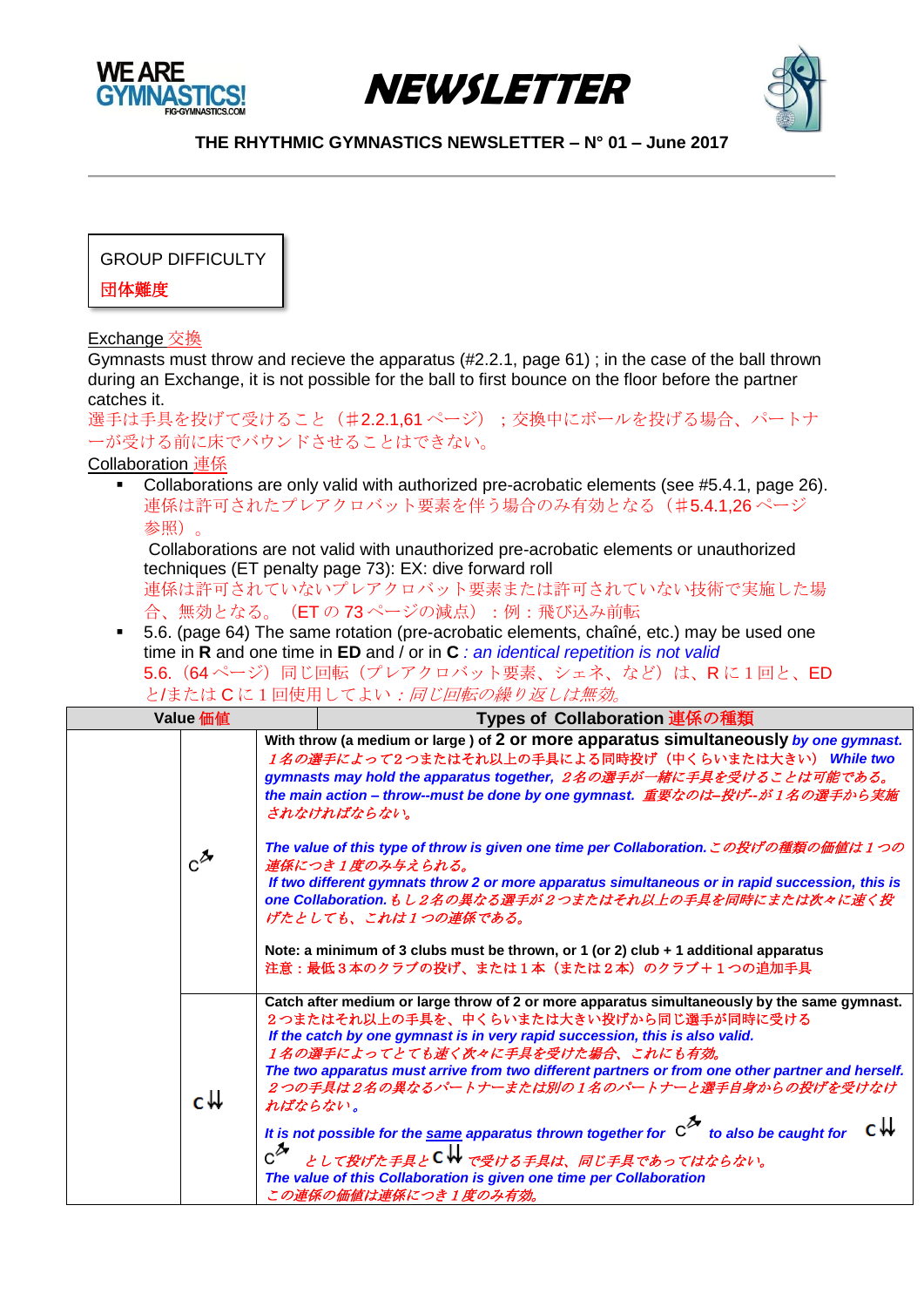**NEWSLETTER**

**THE RHYTHMIC GYMNASTICS NEWSLETTER – N° 01 – June 2017**

GROUP DIFFICULTY
団体難度

Exchange 交換
Gymnasts must throw and recieve the apparatus (#2.2.1, page 61) ; in the case of the ball thrown during an Exchange, it is not possible for the ball to first bounce on the floor before the partner catches it.
選手は手具を投げて受けること（#2.2.1,61 ページ）；交換中にボールを投げる場合、パートナーが受ける前に床でバウンドさせることはできない。

Collaboration 連係

- Collaborations are only valid with authorized pre-acrobatic elements (see #5.4.1, page 26).
連係は許可されたプレアクロバット要素を伴う場合のみ有効となる（#5.4.1,26 ページ参照）。
Collaborations are not valid with unauthorized pre-acrobatic elements or unauthorized techniques (ET penalty page 73): EX: dive forward roll
連係は許可されていないプレアクロバット要素または許可されていない技術で実施した場合、無効となる。（ET の 73 ページの減点）：例：飛び込み前転
- 5.6. (page 64) The same rotation (pre-acrobatic elements, chaîné, etc.) may be used one time in **R** and one time in **ED** and / or in **C** *: an identical repetition is not valid*
5.6.（64 ページ）同じ回転（プレアクロバット要素、シェネ、など）は、R に 1 回と、ED と/または C に 1 回使用してよい*：同じ回転の繰り返しは無効。*

| Value 価値 | | Types of Collaboration 連係の種類 |
|---|---|---|
| | C↗ | **With throw (a medium or large ) of 2 or more apparatus simultaneously** ***by one gymnast.*** *1名の選手によって2つまたはそれ以上の手具による同時投げ（中くらいまたは大きい）* ***While two gymnasts may hold the apparatus together,*** *2名の選手が一緒に手具を受けることは可能である。* ***the main action – throw--must be done by one gymnast.*** *重要なのは–投げ–が1名の選手から実施されなければならない。*<br><br>***The value of this type of throw is given one time per Collaboration.*** *この投げの種類の価値は1つの連係につき1度のみ与えられる。* ***If two different gymnasts throw 2 or more apparatus simultaneous or in rapid succession, this is one Collaboration.*** *もし2名の異なる選手が2つまたはそれ以上の手具を同時にまたは次々に速く投げたとしても、これは1つの連係である。*<br><br>**Note: a minimum of 3 clubs must be thrown, or 1 (or 2) club + 1 additional apparatus** 注意：最低3本のクラブの投げ、または1本（または2本）のクラブ＋1つの追加手具 |
| | C⇊ | **Catch after medium or large throw of 2 or more apparatus simultaneously by the same gymnast.** 2つまたはそれ以上の手具を、中くらいまたは大きい投げから同じ選手が同時に受ける ***If the catch by one gymnast is in very rapid succession, this is also valid.*** *1名の選手によってとても速く次々に手具を受けた場合、これにも有効。* ***The two apparatus must arrive from two different partners or from one other partner and herself.*** *2つの手具は2名の異なるパートナーまたは別の1名のパートナーと選手自身からの投げを受けなければならない。*<br><br>***It is not possible for the same apparatus thrown together for C↗ to also be caught for C⇊*** *C↗ として投げた手具と C⇊ で受ける手具は、同じ手具であってはならない。* ***The value of this Collaboration is given one time per Collaboration*** *この連係の価値は連係につき1度のみ有効。* |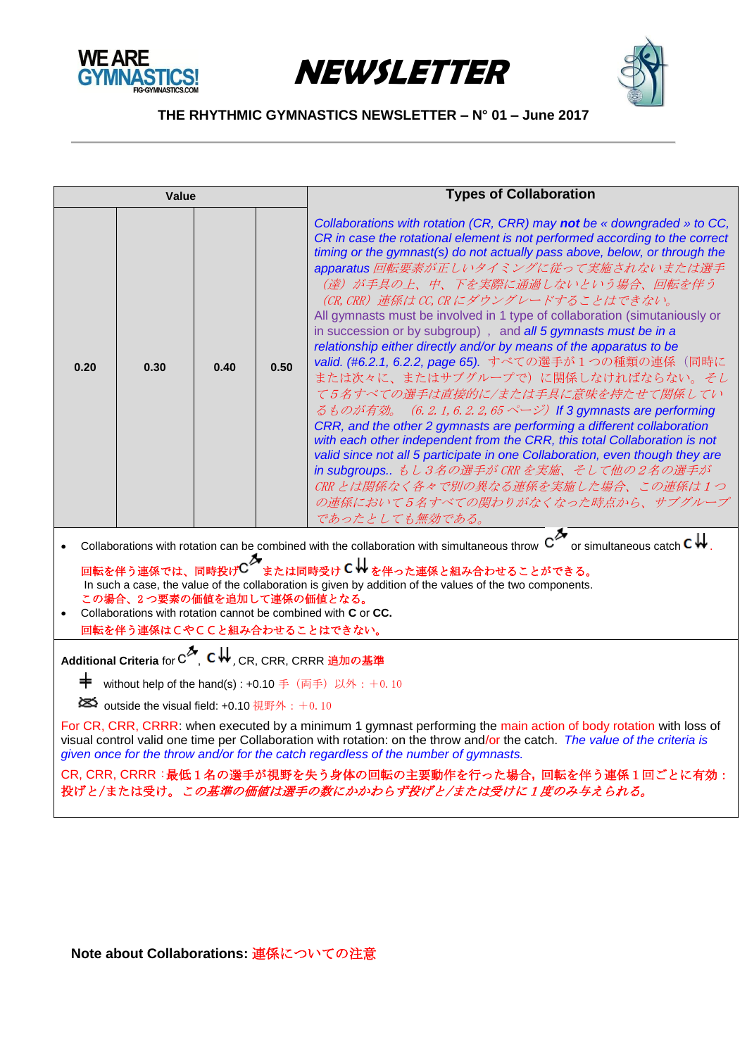THE RHYTHMIC GYMNASTICS NEWSLETTER – N° 01 – June 2017

| Value | | | | Types of Collaboration |
|---|---|---|---|---|
| 0.20 | 0.30 | 0.40 | 0.50 | *Collaborations with rotation (CR, CRR) may **not** be « downgraded » to CC, CR in case the rotational element is not performed according to the correct timing or the gymnast(s) do not actually pass above, below, or through the apparatus* *回転要素が正しいタイミングに従って実施されないまたは選手（達）が手具の上、中、下を実際に通過しないという場合、回転を伴う（CR, CRR）連係は CC, CR にダウングレードすることはできない。* All gymnasts must be involved in 1 type of collaboration (simutaniously or in succession or by subgroup) ， and *all 5 gymnasts must be in a relationship either directly and/or by means of the apparatus to be valid. (#6.2.1, 6.2.2, page 65).* *すべての選手が１つの種類の連係（同時にまたは次々に、またはサブグループで）に関係しなければならない。そして５名すべての選手は直接的に/または手具に意味を持たせて関係しているものが有効。（6.2.1, 6.2.2, 65 ページ）* *If 3 gymnasts are performing CRR, and the other 2 gymnasts are performing a different collaboration with each other independent from the CRR, this total Collaboration is not valid since not all 5 participate in one Collaboration, even though they are in subgroups..* *もし３名の選手が CRR を実施、そして他の２名の選手が CRR とは関係なく各々で別の異なる連係を実施した場合、この連係は１つの連係において５名すべての関わりがなくなった時点から、サブグループであったとしても無効である。* |

- Collaborations with rotation can be combined with the collaboration with simultaneous throw C or simultaneous catch C.
  回転を伴う連係では、同時投げ C または同時受け C を伴った連係と組み合わせることができる。
  In such a case, the value of the collaboration is given by addition of the values of the two components.
  この場合、２つ要素の価値を追加して連係の価値となる。
- Collaborations with rotation cannot be combined with **C** or **CC.**
  回転を伴う連係はＣやＣＣと組み合わせることはできない。

**Additional Criteria** for C, C, CR, CRR, CRRR 追加の基準

without help of the hand(s) : +0.10 手（両手）以外：＋0.10

outside the visual field: +0.10 視野外：＋0.10

For CR, CRR, CRRR: when executed by a minimum 1 gymnast performing the main action of body rotation with loss of visual control valid one time per Collaboration with rotation: on the throw and/or the catch. *The value of the criteria is given once for the throw and/or for the catch regardless of the number of gymnasts.*

CR, CRR, CRRR：最低１名の選手が視野を失う身体の回転の主要動作を行った場合，回転を伴う連係１回ごとに有効：投げと/または受け。*この基準の価値は選手の数にかかわらず投げと/または受けに１度のみ与えられる。*

**Note about Collaborations:** 連係についての注意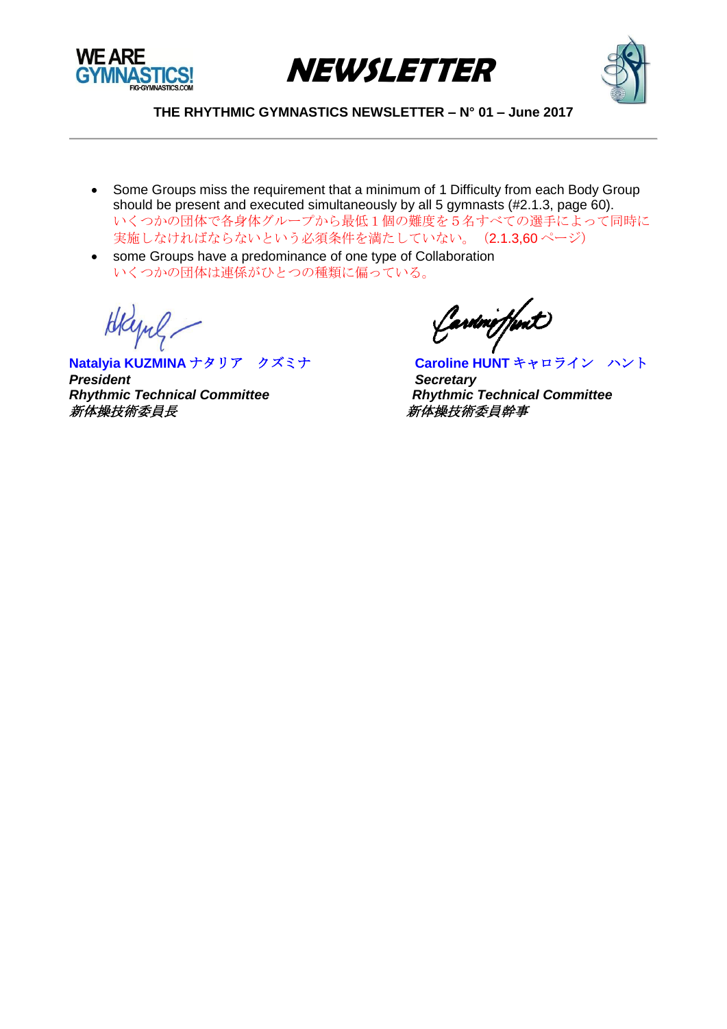- Some Groups miss the requirement that a minimum of 1 Difficulty from each Body Group should be present and executed simultaneously by all 5 gymnasts (#2.1.3, page 60).
いくつかの団体で各身体グループから最低１個の難度を５名すべての選手によって同時に実施しなければならないという必須条件を満たしていない。（2.1.3,60 ページ）
- some Groups have a predominance of one type of Collaboration
いくつかの団体は連係がひとつの種類に偏っている。

**Natalyia KUZMINA** ナタリア　クズミナ
***President***
***Rhythmic Technical Committee***
*新体操技術委員長*

**Caroline HUNT** キャロライン　ハント
***Secretary***
***Rhythmic Technical Committee***
*新体操技術委員幹事*